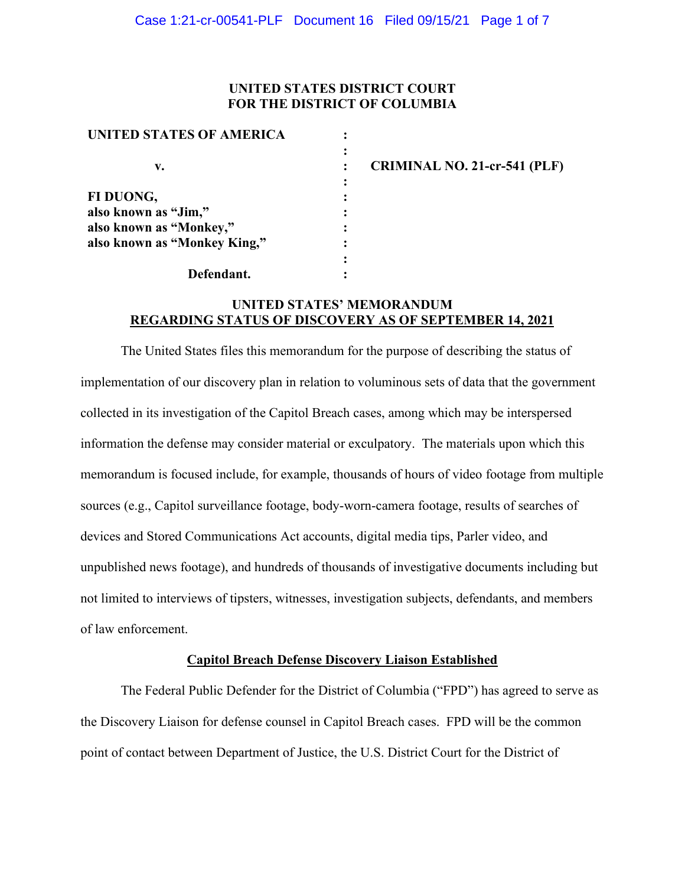**UNITED STATES DISTRICT COURT**
**FOR THE DISTRICT OF COLUMBIA**

| | | |
|---|---|---|
| **UNITED STATES OF AMERICA** | : | |
| | : | |
| **v.** | : | **CRIMINAL NO. 21-cr-541 (PLF)** |
| | : | |
| **FI DUONG,** | : | |
| **also known as "Jim,"** | : | |
| **also known as "Monkey,"** | : | |
| **also known as "Monkey King,"** | : | |
| | : | |
| **Defendant.** | : | |

**UNITED STATES' MEMORANDUM**
**REGARDING STATUS OF DISCOVERY AS OF SEPTEMBER 14, 2021**

The United States files this memorandum for the purpose of describing the status of implementation of our discovery plan in relation to voluminous sets of data that the government collected in its investigation of the Capitol Breach cases, among which may be interspersed information the defense may consider material or exculpatory. The materials upon which this memorandum is focused include, for example, thousands of hours of video footage from multiple sources (e.g., Capitol surveillance footage, body-worn-camera footage, results of searches of devices and Stored Communications Act accounts, digital media tips, Parler video, and unpublished news footage), and hundreds of thousands of investigative documents including but not limited to interviews of tipsters, witnesses, investigation subjects, defendants, and members of law enforcement.

**Capitol Breach Defense Discovery Liaison Established**

The Federal Public Defender for the District of Columbia ("FPD") has agreed to serve as the Discovery Liaison for defense counsel in Capitol Breach cases. FPD will be the common point of contact between Department of Justice, the U.S. District Court for the District of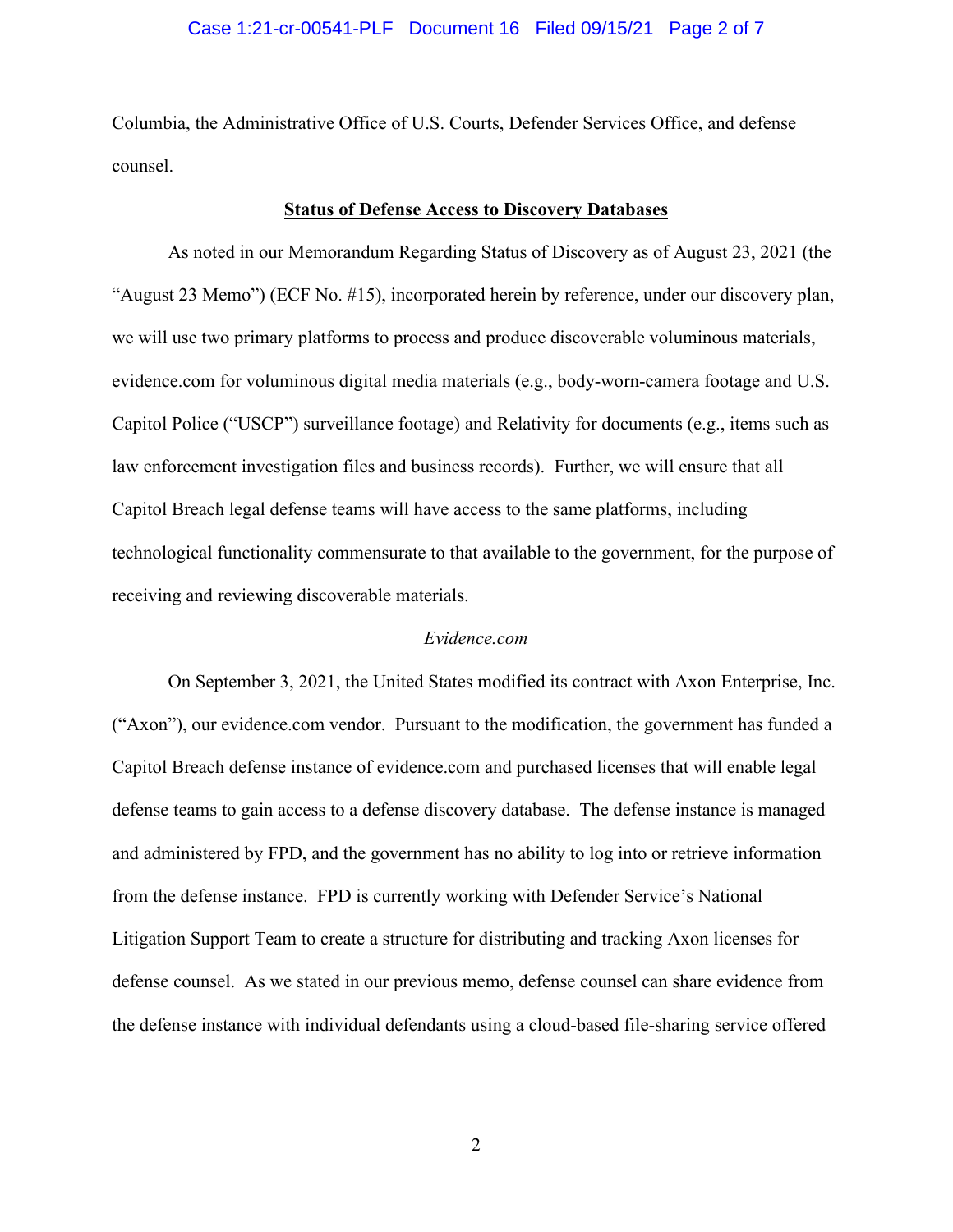Columbia, the Administrative Office of U.S. Courts, Defender Services Office, and defense counsel.

**Status of Defense Access to Discovery Databases**

As noted in our Memorandum Regarding Status of Discovery as of August 23, 2021 (the "August 23 Memo") (ECF No. #15), incorporated herein by reference, under our discovery plan, we will use two primary platforms to process and produce discoverable voluminous materials, evidence.com for voluminous digital media materials (e.g., body-worn-camera footage and U.S. Capitol Police ("USCP") surveillance footage) and Relativity for documents (e.g., items such as law enforcement investigation files and business records). Further, we will ensure that all Capitol Breach legal defense teams will have access to the same platforms, including technological functionality commensurate to that available to the government, for the purpose of receiving and reviewing discoverable materials.

*Evidence.com*

On September 3, 2021, the United States modified its contract with Axon Enterprise, Inc. ("Axon"), our evidence.com vendor. Pursuant to the modification, the government has funded a Capitol Breach defense instance of evidence.com and purchased licenses that will enable legal defense teams to gain access to a defense discovery database. The defense instance is managed and administered by FPD, and the government has no ability to log into or retrieve information from the defense instance. FPD is currently working with Defender Service's National Litigation Support Team to create a structure for distributing and tracking Axon licenses for defense counsel. As we stated in our previous memo, defense counsel can share evidence from the defense instance with individual defendants using a cloud-based file-sharing service offered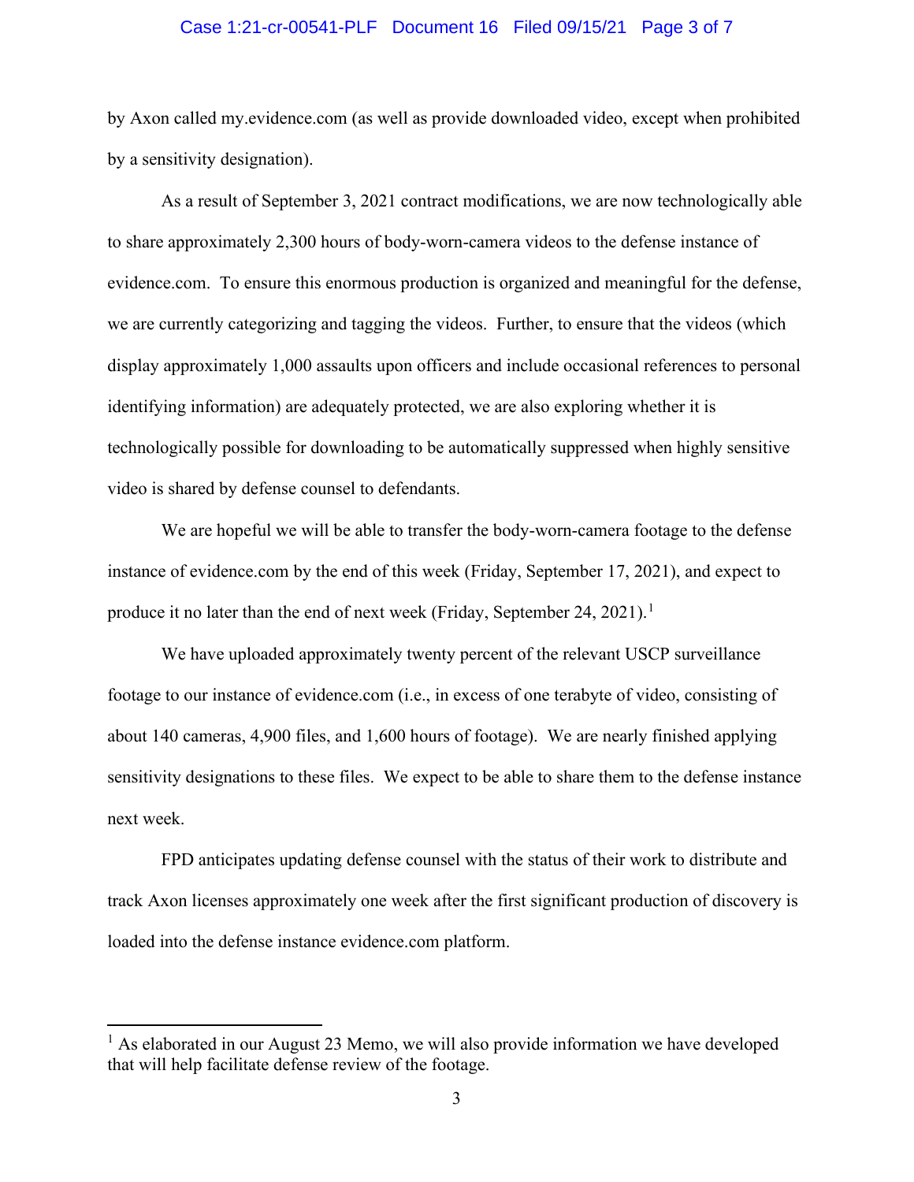by Axon called my.evidence.com (as well as provide downloaded video, except when prohibited by a sensitivity designation).

As a result of September 3, 2021 contract modifications, we are now technologically able to share approximately 2,300 hours of body-worn-camera videos to the defense instance of evidence.com. To ensure this enormous production is organized and meaningful for the defense, we are currently categorizing and tagging the videos. Further, to ensure that the videos (which display approximately 1,000 assaults upon officers and include occasional references to personal identifying information) are adequately protected, we are also exploring whether it is technologically possible for downloading to be automatically suppressed when highly sensitive video is shared by defense counsel to defendants.

We are hopeful we will be able to transfer the body-worn-camera footage to the defense instance of evidence.com by the end of this week (Friday, September 17, 2021), and expect to produce it no later than the end of next week (Friday, September 24, 2021).[1]

We have uploaded approximately twenty percent of the relevant USCP surveillance footage to our instance of evidence.com (i.e., in excess of one terabyte of video, consisting of about 140 cameras, 4,900 files, and 1,600 hours of footage). We are nearly finished applying sensitivity designations to these files. We expect to be able to share them to the defense instance next week.

FPD anticipates updating defense counsel with the status of their work to distribute and track Axon licenses approximately one week after the first significant production of discovery is loaded into the defense instance evidence.com platform.

[1] As elaborated in our August 23 Memo, we will also provide information we have developed that will help facilitate defense review of the footage.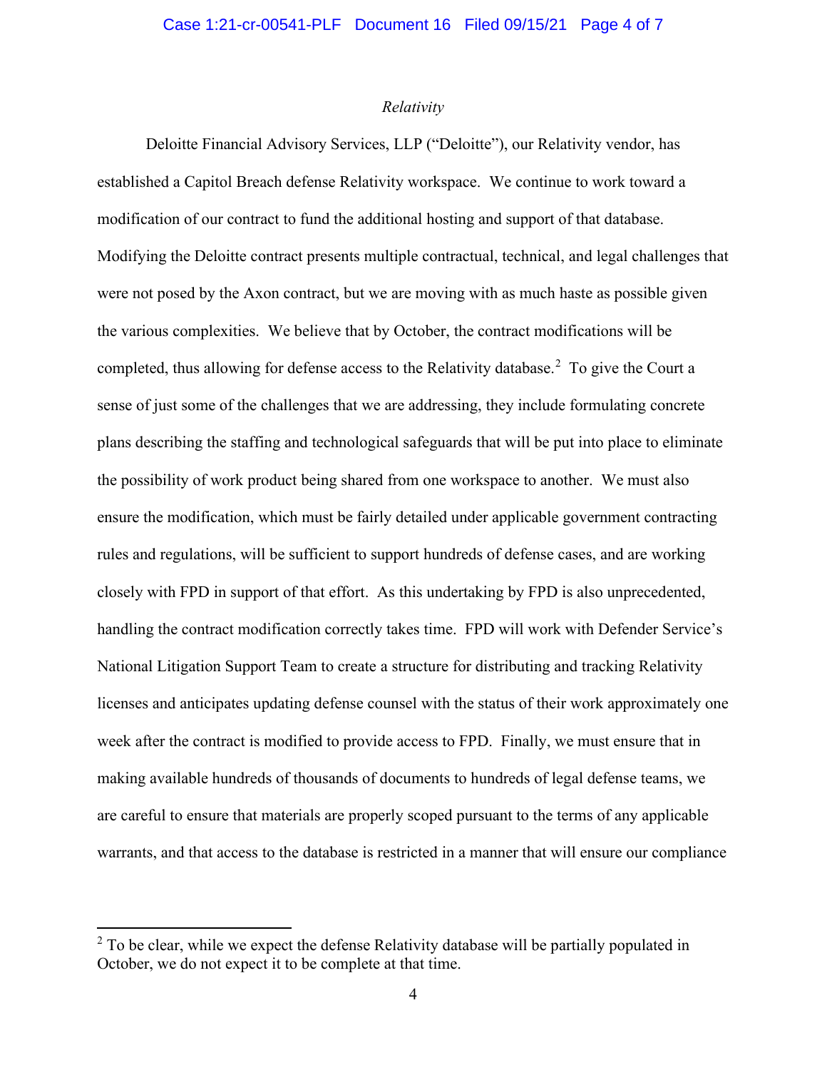*Relativity*

Deloitte Financial Advisory Services, LLP ("Deloitte"), our Relativity vendor, has established a Capitol Breach defense Relativity workspace. We continue to work toward a modification of our contract to fund the additional hosting and support of that database. Modifying the Deloitte contract presents multiple contractual, technical, and legal challenges that were not posed by the Axon contract, but we are moving with as much haste as possible given the various complexities. We believe that by October, the contract modifications will be completed, thus allowing for defense access to the Relativity database.[2] To give the Court a sense of just some of the challenges that we are addressing, they include formulating concrete plans describing the staffing and technological safeguards that will be put into place to eliminate the possibility of work product being shared from one workspace to another. We must also ensure the modification, which must be fairly detailed under applicable government contracting rules and regulations, will be sufficient to support hundreds of defense cases, and are working closely with FPD in support of that effort. As this undertaking by FPD is also unprecedented, handling the contract modification correctly takes time. FPD will work with Defender Service's National Litigation Support Team to create a structure for distributing and tracking Relativity licenses and anticipates updating defense counsel with the status of their work approximately one week after the contract is modified to provide access to FPD. Finally, we must ensure that in making available hundreds of thousands of documents to hundreds of legal defense teams, we are careful to ensure that materials are properly scoped pursuant to the terms of any applicable warrants, and that access to the database is restricted in a manner that will ensure our compliance

---

[2] To be clear, while we expect the defense Relativity database will be partially populated in October, we do not expect it to be complete at that time.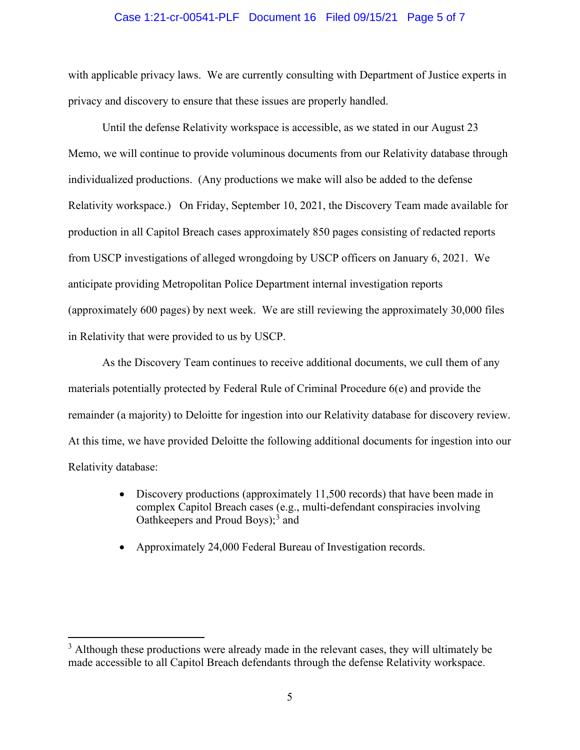with applicable privacy laws. We are currently consulting with Department of Justice experts in privacy and discovery to ensure that these issues are properly handled.

Until the defense Relativity workspace is accessible, as we stated in our August 23 Memo, we will continue to provide voluminous documents from our Relativity database through individualized productions. (Any productions we make will also be added to the defense Relativity workspace.) On Friday, September 10, 2021, the Discovery Team made available for production in all Capitol Breach cases approximately 850 pages consisting of redacted reports from USCP investigations of alleged wrongdoing by USCP officers on January 6, 2021. We anticipate providing Metropolitan Police Department internal investigation reports (approximately 600 pages) by next week. We are still reviewing the approximately 30,000 files in Relativity that were provided to us by USCP.

As the Discovery Team continues to receive additional documents, we cull them of any materials potentially protected by Federal Rule of Criminal Procedure 6(e) and provide the remainder (a majority) to Deloitte for ingestion into our Relativity database for discovery review. At this time, we have provided Deloitte the following additional documents for ingestion into our Relativity database:

- Discovery productions (approximately 11,500 records) that have been made in complex Capitol Breach cases (e.g., multi-defendant conspiracies involving Oathkeepers and Proud Boys);[3] and

- Approximately 24,000 Federal Bureau of Investigation records.

---

[3] Although these productions were already made in the relevant cases, they will ultimately be made accessible to all Capitol Breach defendants through the defense Relativity workspace.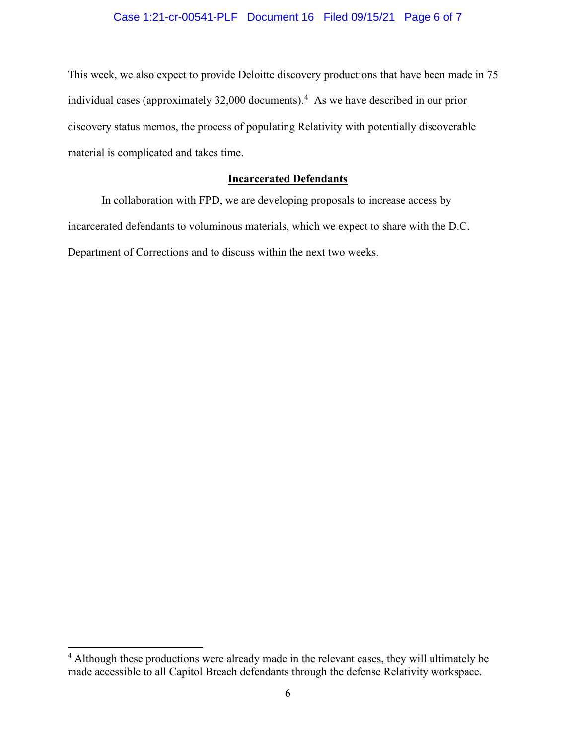This week, we also expect to provide Deloitte discovery productions that have been made in 75 individual cases (approximately 32,000 documents).[4] As we have described in our prior discovery status memos, the process of populating Relativity with potentially discoverable material is complicated and takes time.

**Incarcerated Defendants**

In collaboration with FPD, we are developing proposals to increase access by incarcerated defendants to voluminous materials, which we expect to share with the D.C. Department of Corrections and to discuss within the next two weeks.

---

[4] Although these productions were already made in the relevant cases, they will ultimately be made accessible to all Capitol Breach defendants through the defense Relativity workspace.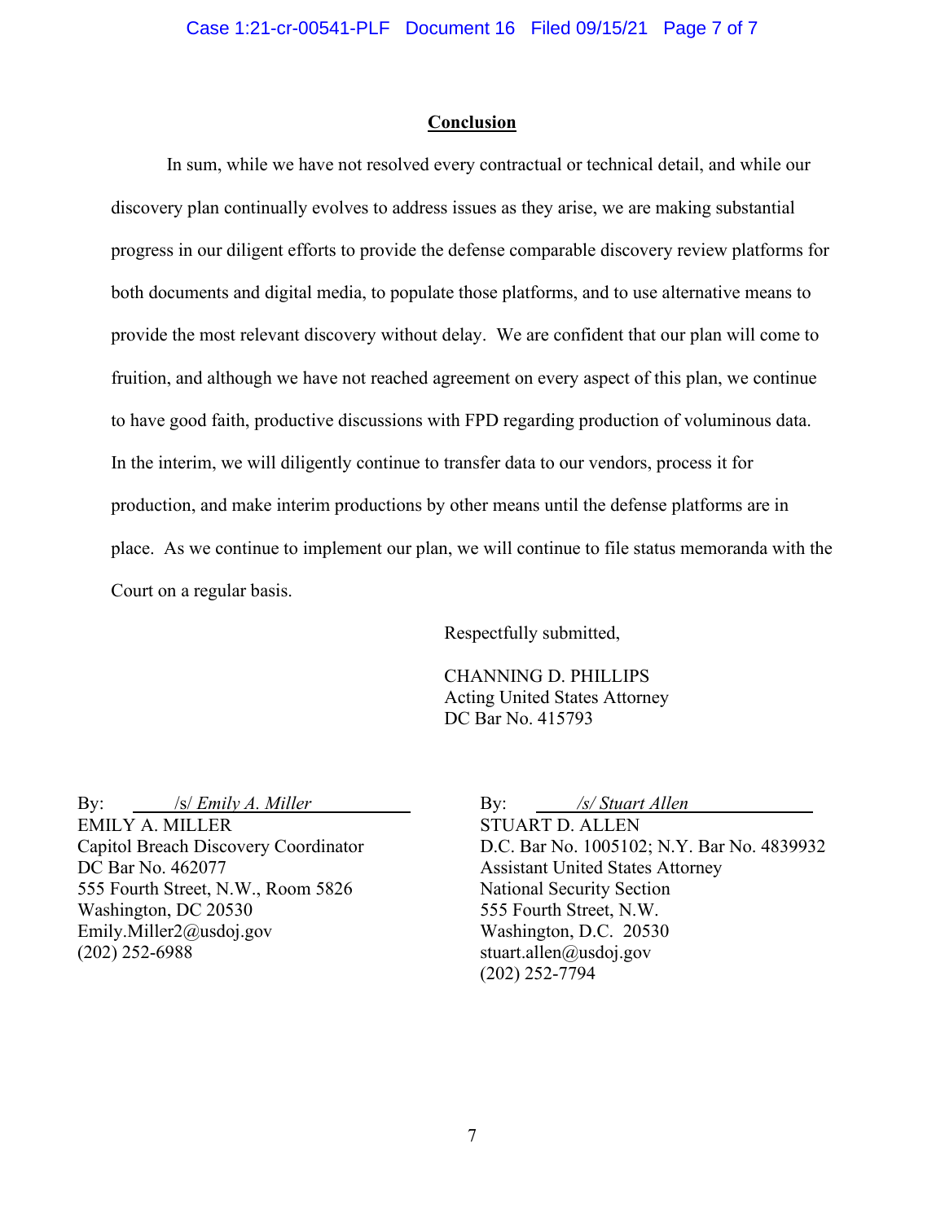## Conclusion

In sum, while we have not resolved every contractual or technical detail, and while our discovery plan continually evolves to address issues as they arise, we are making substantial progress in our diligent efforts to provide the defense comparable discovery review platforms for both documents and digital media, to populate those platforms, and to use alternative means to provide the most relevant discovery without delay. We are confident that our plan will come to fruition, and although we have not reached agreement on every aspect of this plan, we continue to have good faith, productive discussions with FPD regarding production of voluminous data. In the interim, we will diligently continue to transfer data to our vendors, process it for production, and make interim productions by other means until the defense platforms are in place. As we continue to implement our plan, we will continue to file status memoranda with the Court on a regular basis.

Respectfully submitted,

CHANNING D. PHILLIPS
Acting United States Attorney
DC Bar No. 415793

By: /s/ *Emily A. Miller*
EMILY A. MILLER
Capitol Breach Discovery Coordinator
DC Bar No. 462077
555 Fourth Street, N.W., Room 5826
Washington, DC 20530
Emily.Miller2@usdoj.gov
(202) 252-6988

By: */s/ Stuart Allen*
STUART D. ALLEN
D.C. Bar No. 1005102; N.Y. Bar No. 4839932
Assistant United States Attorney
National Security Section
555 Fourth Street, N.W.
Washington, D.C. 20530
stuart.allen@usdoj.gov
(202) 252-7794